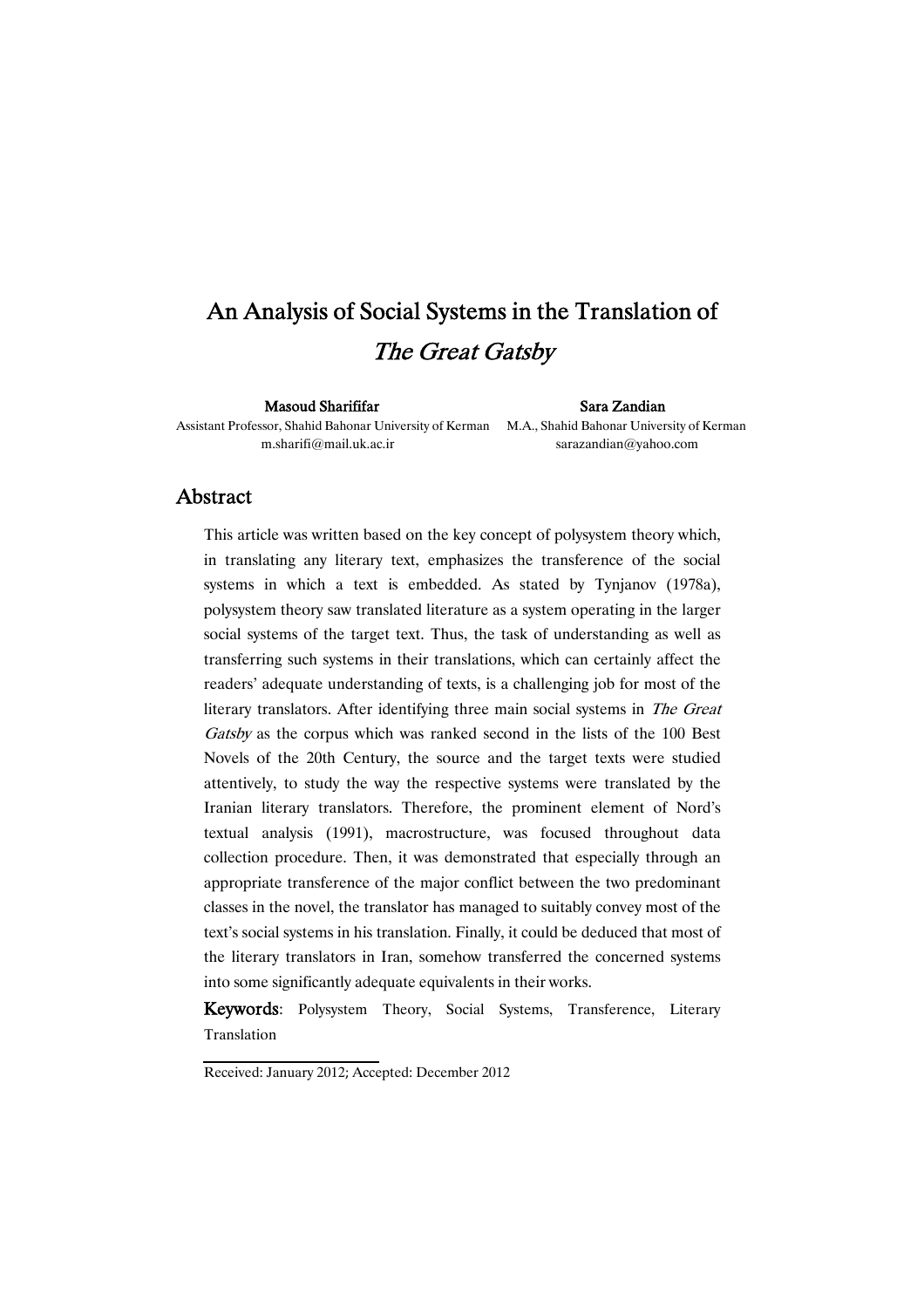# An Analysis of Social Systems in the Translation of *The Great Gatsby*

**Masoud Sharififar**
Assistant Professor, Shahid Bahonar University of Kerman
m.sharifi@mail.uk.ac.ir

**Sara Zandian**
M.A., Shahid Bahonar University of Kerman
sarazandian@yahoo.com

## Abstract

This article was written based on the key concept of polysystem theory which, in translating any literary text, emphasizes the transference of the social systems in which a text is embedded. As stated by Tynjanov (1978a), polysystem theory saw translated literature as a system operating in the larger social systems of the target text. Thus, the task of understanding as well as transferring such systems in their translations, which can certainly affect the readers' adequate understanding of texts, is a challenging job for most of the literary translators. After identifying three main social systems in *The Great Gatsby* as the corpus which was ranked second in the lists of the 100 Best Novels of the 20th Century, the source and the target texts were studied attentively, to study the way the respective systems were translated by the Iranian literary translators. Therefore, the prominent element of Nord's textual analysis (1991), macrostructure, was focused throughout data collection procedure. Then, it was demonstrated that especially through an appropriate transference of the major conflict between the two predominant classes in the novel, the translator has managed to suitably convey most of the text's social systems in his translation. Finally, it could be deduced that most of the literary translators in Iran, somehow transferred the concerned systems into some significantly adequate equivalents in their works.

**Keywords**: Polysystem Theory, Social Systems, Transference, Literary Translation

Received: January 2012; Accepted: December 2012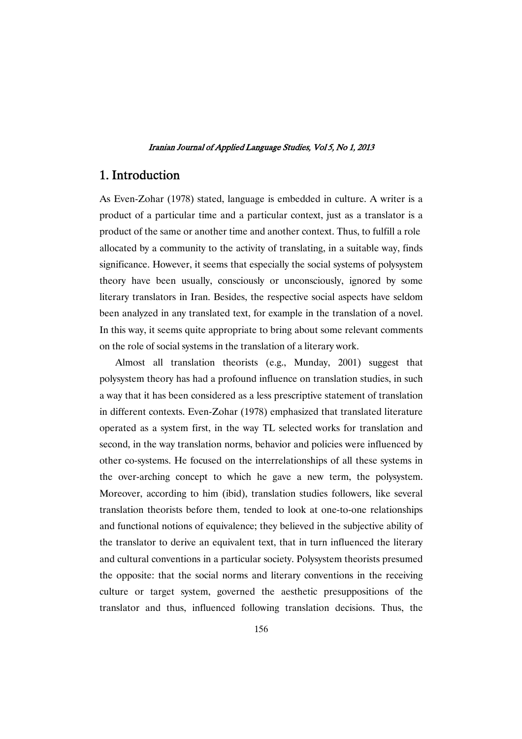## 1. Introduction

As Even-Zohar (1978) stated, language is embedded in culture. A writer is a product of a particular time and a particular context, just as a translator is a product of the same or another time and another context. Thus, to fulfill a role allocated by a community to the activity of translating, in a suitable way, finds significance. However, it seems that especially the social systems of polysystem theory have been usually, consciously or unconsciously, ignored by some literary translators in Iran. Besides, the respective social aspects have seldom been analyzed in any translated text, for example in the translation of a novel. In this way, it seems quite appropriate to bring about some relevant comments on the role of social systems in the translation of a literary work.

Almost all translation theorists (e.g., Munday, 2001) suggest that polysystem theory has had a profound influence on translation studies, in such a way that it has been considered as a less prescriptive statement of translation in different contexts. Even-Zohar (1978) emphasized that translated literature operated as a system first, in the way TL selected works for translation and second, in the way translation norms, behavior and policies were influenced by other co-systems. He focused on the interrelationships of all these systems in the over-arching concept to which he gave a new term, the polysystem. Moreover, according to him (ibid), translation studies followers, like several translation theorists before them, tended to look at one-to-one relationships and functional notions of equivalence; they believed in the subjective ability of the translator to derive an equivalent text, that in turn influenced the literary and cultural conventions in a particular society. Polysystem theorists presumed the opposite: that the social norms and literary conventions in the receiving culture or target system, governed the aesthetic presuppositions of the translator and thus, influenced following translation decisions. Thus, the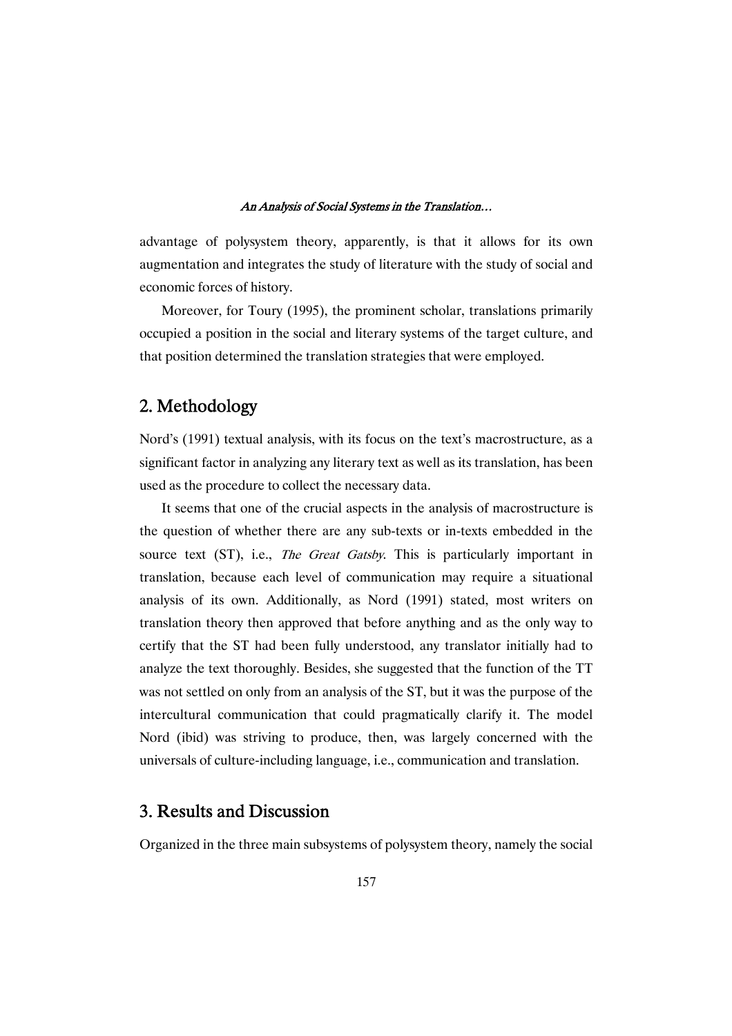advantage of polysystem theory, apparently, is that it allows for its own augmentation and integrates the study of literature with the study of social and economic forces of history.

Moreover, for Toury (1995), the prominent scholar, translations primarily occupied a position in the social and literary systems of the target culture, and that position determined the translation strategies that were employed.

## 2. Methodology

Nord's (1991) textual analysis, with its focus on the text's macrostructure, as a significant factor in analyzing any literary text as well as its translation, has been used as the procedure to collect the necessary data.

It seems that one of the crucial aspects in the analysis of macrostructure is the question of whether there are any sub-texts or in-texts embedded in the source text (ST), i.e., *The Great Gatsby*. This is particularly important in translation, because each level of communication may require a situational analysis of its own. Additionally, as Nord (1991) stated, most writers on translation theory then approved that before anything and as the only way to certify that the ST had been fully understood, any translator initially had to analyze the text thoroughly. Besides, she suggested that the function of the TT was not settled on only from an analysis of the ST, but it was the purpose of the intercultural communication that could pragmatically clarify it. The model Nord (ibid) was striving to produce, then, was largely concerned with the universals of culture-including language, i.e., communication and translation.

## 3. Results and Discussion

Organized in the three main subsystems of polysystem theory, namely the social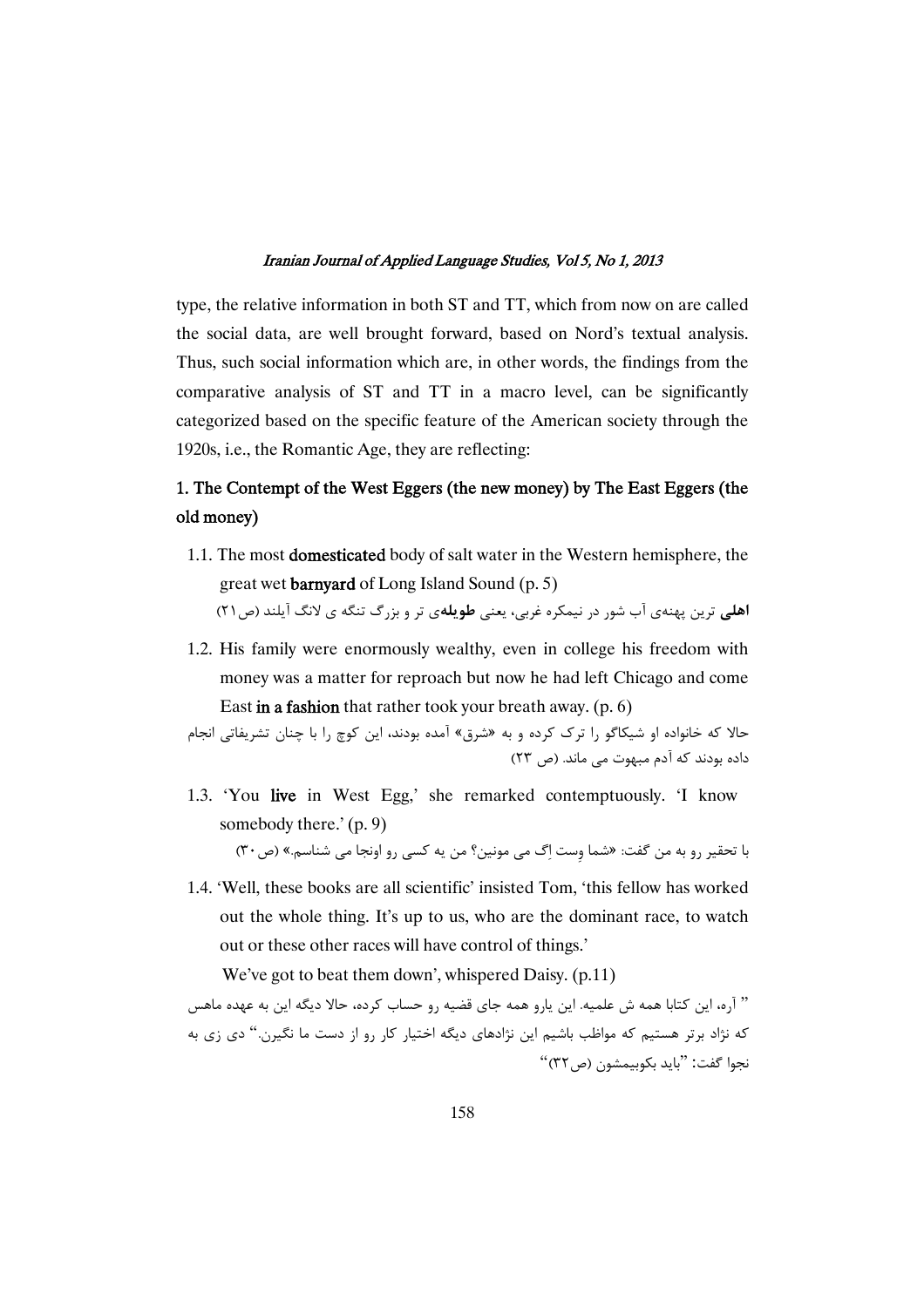type, the relative information in both ST and TT, which from now on are called the social data, are well brought forward, based on Nord's textual analysis. Thus, such social information which are, in other words, the findings from the comparative analysis of ST and TT in a macro level, can be significantly categorized based on the specific feature of the American society through the 1920s, i.e., the Romantic Age, they are reflecting:

## 1. The Contempt of the West Eggers (the new money) by The East Eggers (the old money)

1.1. The most **domesticated** body of salt water in the Western hemisphere, the great wet **barnyard** of Long Island Sound (p. 5)

**اهلی** ترین پهنه‌ی آب شور در نیمکره غربی، یعنی **طویله**‌ی تر و بزرگ تنگه ی لانگ آیلند (ص۲۱)

1.2. His family were enormously wealthy, even in college his freedom with money was a matter for reproach but now he had left Chicago and come East **in a fashion** that rather took your breath away. (p. 6)

حالا که خانواده او شیکاگو را ترک کرده و به «شرق» آمده بودند، این کوچ را با چنان تشریفاتی انجام داده بودند که آدم مبهوت می ماند. (ص ۲۳)

1.3. 'You **live** in West Egg,' she remarked contemptuously. 'I know somebody there.' (p. 9)

با تحقیر رو به من گفت: «شما وِست اِگ می مونین؟ من یه کسی رو اونجا می شناسم.» (ص۳۰)

1.4. 'Well, these books are all scientific' insisted Tom, 'this fellow has worked out the whole thing. It's up to us, who are the dominant race, to watch out or these other races will have control of things.'

We've got to beat them down', whispered Daisy. (p.11)

" آره، این کتابا همه ش علمیه. این یارو همه جای قضیه رو حساب کرده، حالا دیگه این به عهده ماهس که نژاد برتر هستیم که مواظب باشیم این نژادهای دیگه اختیار کار رو از دست ما نگیرن." دی زی به نجوا گفت: "باید بکوبیمشون (ص۳۲)"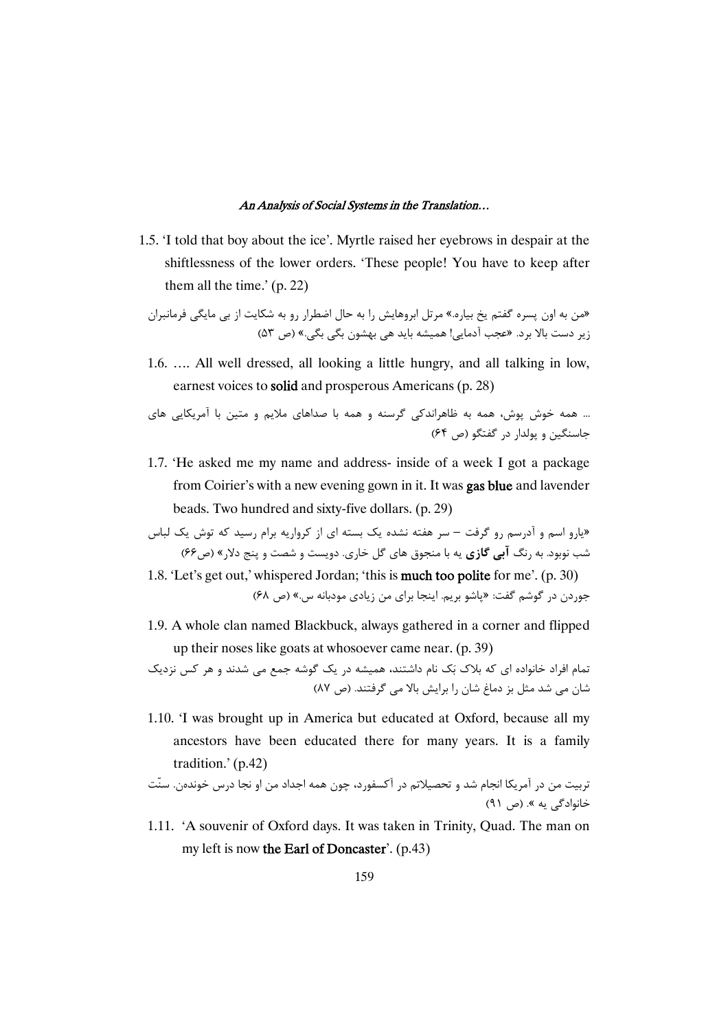1.5. 'I told that boy about the ice'. Myrtle raised her eyebrows in despair at the shiftlessness of the lower orders. 'These people! You have to keep after them all the time.' (p. 22)

«من به اون پسره گفتم یخ بیاره.» مرتل ابروهایش را به حال اضطرار رو به شکایت از بی مایگی فرمانبران زیر دست بالا برد. «عجب آدمایی! همیشه باید هی بهشون بگی بگی.» (ص ۵۳)

1.6. …. All well dressed, all looking a little hungry, and all talking in low, earnest voices to **solid** and prosperous Americans (p. 28)

... همه خوش پوش، همه به ظاهراندکی گرسنه و همه با صداهای ملایم و متین با آمریکایی های جاسنگین و پولدار در گفتگو (ص ۶۴)

1.7. 'He asked me my name and address- inside of a week I got a package from Coirier's with a new evening gown in it. It was **gas blue** and lavender beads. Two hundred and sixty-five dollars. (p. 29)

«یارو اسم و آدرسم رو گرفت – سر هفته نشده یک بسته ای از کرواریه برام رسید که توش یک لباس شب نوبود. به رنگ **آبی گازی** یه با منجوق های گل خاری. دویست و شصت و پنج دلار» (ص۶۶)

1.8. 'Let's get out,' whispered Jordan; 'this is **much too polite** for me'. (p. 30)

جوردن در گوشم گفت: «پاشو بریم. اینجا برای من زیادی مودبانه س.» (ص ۶۸)

1.9. A whole clan named Blackbuck, always gathered in a corner and flipped up their noses like goats at whosoever came near. (p. 39)

تمام افراد خانواده ای که بلاک بَک نام داشتند، همیشه در یک گوشه جمع می شدند و هر کس نزدیک شان می شد مثل بز دماغ شان را برایش بالا می گرفتند. (ص ۸۷)

1.10. 'I was brought up in America but educated at Oxford, because all my ancestors have been educated there for many years. It is a family tradition.' (p.42)

تربیت من در آمریکا انجام شد و تحصیلاتم در آکسفورد، چون همه اجداد من او نجا درس خوندهن. سنّت خانوادگی یه ». (ص ۹۱)

1.11. 'A souvenir of Oxford days. It was taken in Trinity, Quad. The man on my left is now **the Earl of Doncaster**'. (p.43)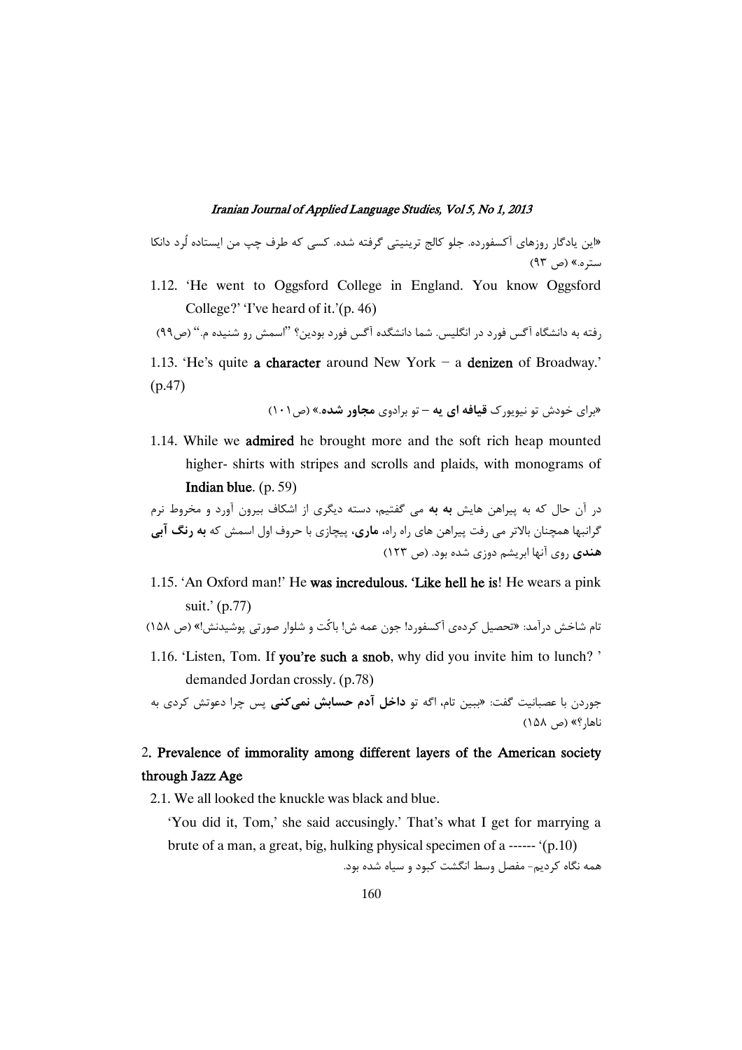«این یادگار روزهای آکسفورده. جلو کالج ترینیتی گرفته شده. کسی که طرف چپ من ایستاده لُرد دانکا ستره.» (ص ۹۳)

1.12. 'He went to Oggsford College in England. You know Oggsford College?' 'I've heard of it.'(p. 46)

رفته به دانشگاه آگس فورد در انگلیس. شما دانشکده آگس فورد بودین؟ "اسمش رو شنیده م." (ص۹۹)

1.13. 'He's quite **a character** around New York – a **denizen** of Broadway.' (p.47)

«برای خودش تو نیویورک **قیافه ای یه** – تو برادوی **مجاور شده**.» (ص۱۰۱)

1.14. While we **admired** he brought more and the soft rich heap mounted higher- shirts with stripes and scrolls and plaids, with monograms of **Indian blue**. (p. 59)

در آن حال که به پیراهن هایش **به به** می گفتیم، دسته دیگری از اشکاف بیرون آورد و مخروط نرم گرانبها همچنان بالاتر می رفت پیراهن های راه راه، **ماری**، پیچازی با حروف اول اسمش که **به رنگ آبی هندی** روی آنها ابریشم دوزی شده بود. (ص ۱۲۳)

1.15. 'An Oxford man!' He **was incredulous**. **'Like hell he is**! He wears a pink suit.' (p.77)

تام شاخش درآمد: «تحصیل کرده‌ی آکسفورد! جون عمه ش! باکُت و شلوار صورتی پوشیدنش!» (ص ۱۵۸)

1.16. 'Listen, Tom. If **you're such a snob**, why did you invite him to lunch? ' demanded Jordan crossly. (p.78)

جوردن با عصبانیت گفت: «ببین تام، اگه تو **داخل آدم حسابش نمی‌کنی** پس چرا دعوتش کردی به ناهار؟» (ص ۱۵۸)

## 2. Prevalence of immorality among different layers of the American society through Jazz Age

2.1. We all looked the knuckle was black and blue.

'You did it, Tom,' she said accusingly.' That's what I get for marrying a brute of a man, a great, big, hulking physical specimen of a ------ '(p.10)

همه نگاه کردیم- مفصل وسط انگشت کبود و سیاه شده بود.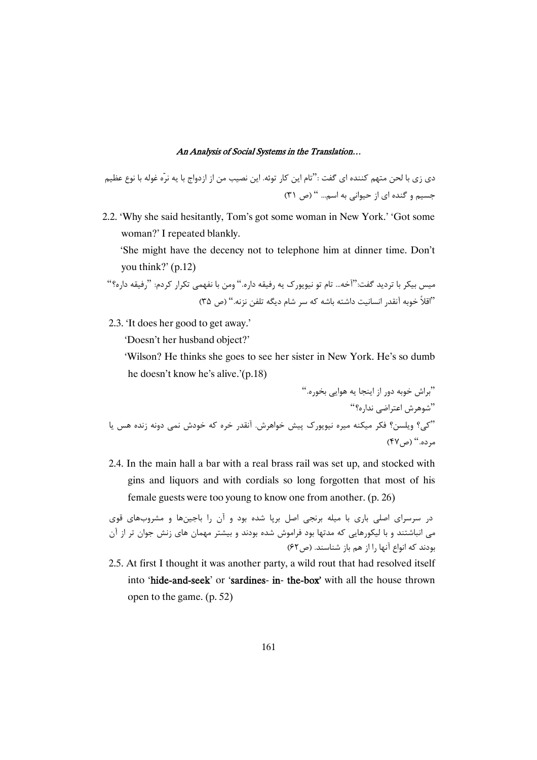دی زی با لحن متهم کننده ای گفت :"تام این کار توئه. این نصیب من از ازدواج با یه نرّه غوله با نوع عظیم جسیم و گنده ای از حیوانی به اسم... " (ص ۳۱)

2.2. 'Why she said hesitantly, Tom's got some woman in New York.' 'Got some woman?' I repeated blankly.

'She might have the decency not to telephone him at dinner time. Don't you think?' (p.12)

میس بیکر با تردید گفت:"آخه... تام تو نیویورک یه رفیقه داره." ومن با نفهمی تکرار کردم: "رفیقه داره؟" "اقلاً خوبه آنقدر انسانیت داشته باشه که سر شام دیگه تلفن نزنه." (ص ۳۵)

2.3. 'It does her good to get away.'

'Doesn't her husband object?'

'Wilson? He thinks she goes to see her sister in New York. He's so dumb he doesn't know he's alive.'(p.18)

"براش خوبه دور از اینجا یه هوایی بخوره."

"شوهرش اعتراضی نداره؟"

"کی؟ ویلسن؟ فکر میکنه میره نیویورک پیش خواهرش. آنقدر خره که خودش نمی دونه زنده هس یا مرده." (ص۴۷)

2.4. In the main hall a bar with a real brass rail was set up, and stocked with gins and liquors and with cordials so long forgotten that most of his female guests were too young to know one from another. (p. 26)

در سرسرای اصلی باری با میله برنجی اصل برپا شده بود و آن را باجین‌ها و مشروب‌های قوی می انباشتند و با لیکورهایی که مدتها بود فراموش شده بودند و بیشتر مهمان های زنش جوان تر از آن بودند که انواع آنها را از هم باز شناسند. (ص۶۲)

2.5. At first I thought it was another party, a wild rout that had resolved itself into '**hide-and-seek**' or '**sardines- in- the-box**' with all the house thrown open to the game. (p. 52)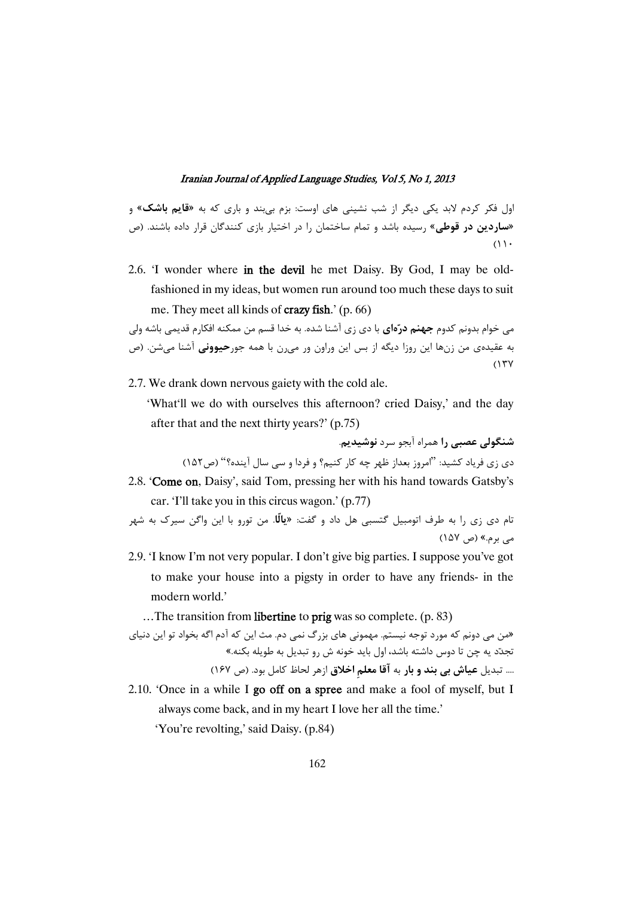اول فکر کردم لابد یکی دیگر از شب نشینی های اوست: بزم بی‌بند و باری که به «**قایم باشک**» و «**ساردین در قوطی**» رسیده باشد و تمام ساختمان را در اختیار بازی کنندگان قرار داده باشند. (ص ۱۱۰)

2.6. 'I wonder where **in the devil** he met Daisy. By God, I may be old-fashioned in my ideas, but women run around too much these days to suit me. They meet all kinds of **crazy fish**.' (p. 66)

می خوام بدونم کدوم **جهنم درّه‌ای** با دی زی آشنا شده. به خدا قسم من ممکنه افکارم قدیمی باشه ولی به عقیده‌ی من زن‌ها این روزا دیگه از بس این وراون ور می‌رن با همه جور**حیوونی** آشنا می‌شن. (ص ۱۳۷)

2.7. We drank down nervous gaiety with the cold ale.

'What'll we do with ourselves this afternoon? cried Daisy,' and the day after that and the next thirty years?' (p.75)

**شنگولی عصبی را** همراه آبجو سرد **نوشیدیم**.

دی زی فریاد کشید: "امروز بعداز ظهر چه کار کنیم؟ و فردا و سی سال آینده؟" (ص۱۵۲)

2.8. '**Come on**, Daisy', said Tom, pressing her with his hand towards Gatsby's car. 'I'll take you in this circus wagon.' (p.77)

تام دی زی را به طرف اتومبیل گتسبی هل داد و گفت: «**یالّا**. من تورو با این واگن سیرک به شهر می برم.» (ص ۱۵۷)

2.9. 'I know I'm not very popular. I don't give big parties. I suppose you've got to make your house into a pigsty in order to have any friends- in the modern world.'

…The transition from **libertine** to **prig** was so complete. (p. 83)

«من می دونم که مورد توجه نیستم. مهمونی های بزرگ نمی دم. مث این که آدم اگه بخواد تو این دنیای تجدّد یه چن تا دوس داشته باشد، اول باید خونه ش رو تبدیل به طویله بکنه.»

.... تبدیل **عیاش بی بند و بار** به **آقا معلمِ اخلاق** ازهر لحاظ کامل بود. (ص ۱۶۷)

2.10. 'Once in a while I **go off on a spree** and make a fool of myself, but I always come back, and in my heart I love her all the time.'

'You're revolting,' said Daisy. (p.84)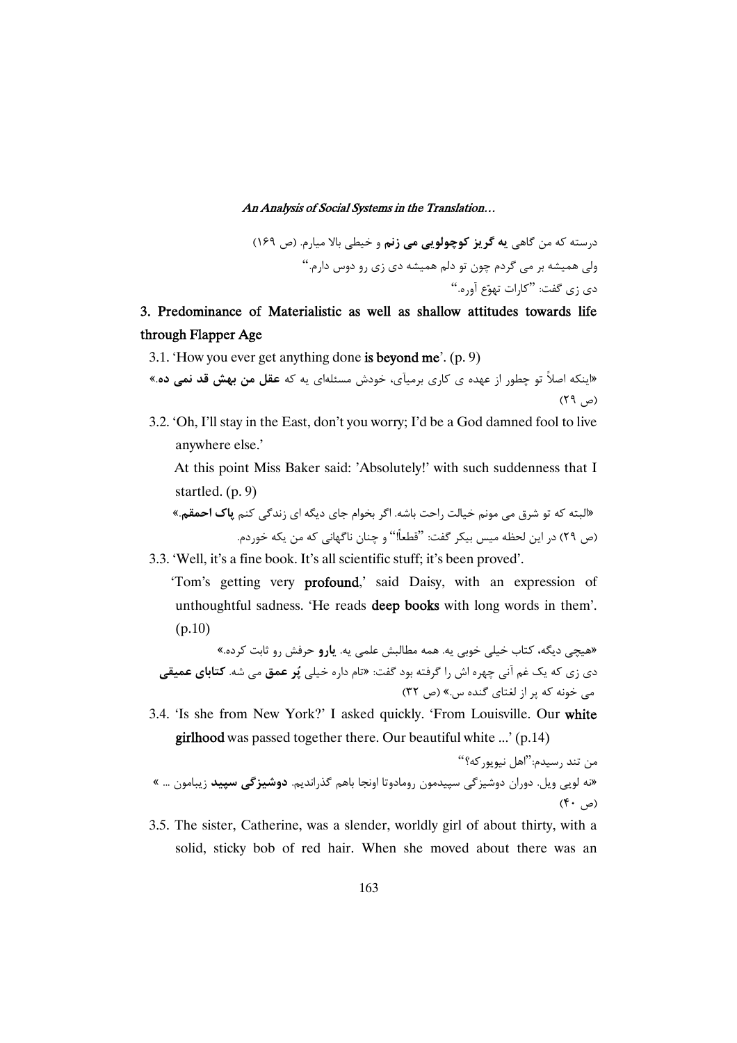درسته که من گاهی **یه گریز کوچولویی می زنم** و خیلی بالا میارم. (ص ۱۶۹)

ولی همیشه بر می گردم چون تو دلم همیشه دی زی رو دوس دارم."

دی زی گفت: "کارات تهوّع آوره."

### 3. Predominance of Materialistic as well as shallow attitudes towards life through Flapper Age

3.1. 'How you ever get anything done **is beyond me**'. (p. 9)

«اینکه اصلاً تو چطور از عهده ی کاری برمیآی، خودش مسئله‌ای یه که **عقل من بهش قد نمی ده**.» (ص ۲۹)

3.2. 'Oh, I'll stay in the East, don't you worry; I'd be a God damned fool to live anywhere else.'

At this point Miss Baker said: 'Absolutely!' with such suddenness that I startled. (p. 9)

«البته که تو شرق می مونم خیالت راحت باشه. اگر بخوام جای دیگه ای زندگی کنم **پاک احمقم**.» (ص ۲۹) در این لحظه میس بیکر گفت: "قطعاً!" و چنان ناگهانی که من یکه خوردم.

3.3. 'Well, it's a fine book. It's all scientific stuff; it's been proved'.

'Tom's getting very **profound**,' said Daisy, with an expression of unthoughtful sadness. 'He reads **deep books** with long words in them'. (p.10)

«هیچی دیگه، کتاب خیلی خوبی یه. همه مطالبش علمی یه. **یارو** حرفش رو ثابت کرده.»

دی زی که یک غم آنی چهره اش را گرفته بود گفت: «تام داره خیلی **پُر عمق** می شه. **کتابای عمیقی** می خونه که پر از لغتای گنده س.» (ص ۳۲)

3.4. 'Is she from New York?' I asked quickly. 'From Louisville. Our **white girlhood** was passed together there. Our beautiful white ...' (p.14)

من تند رسیدم:"اهل نیویورکه؟"

«نه لویی ویل. دوران دوشیزگی سپیدمون رومادوتا اونجا باهم گذراندیم. **دوشیزگی سپید** زیبامون ... » (ص ۴۰)

3.5. The sister, Catherine, was a slender, worldly girl of about thirty, with a solid, sticky bob of red hair. When she moved about there was an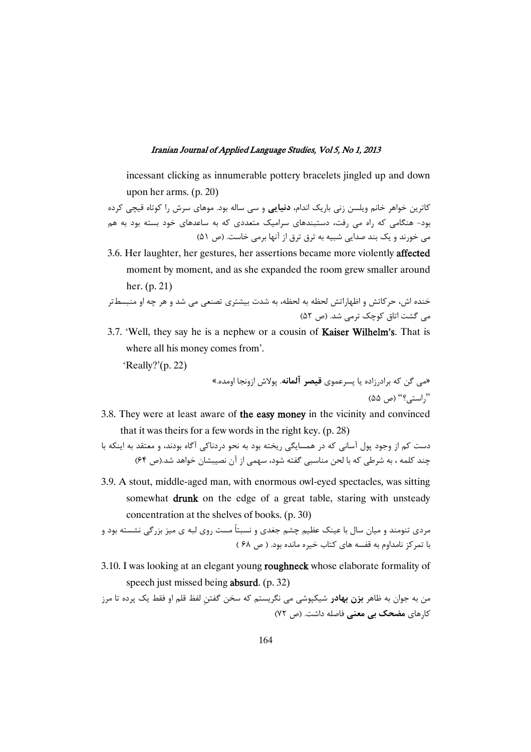incessant clicking as innumerable pottery bracelets jingled up and down upon her arms. (p. 20)

کاترین خواهر خانم ویلسن زنی باریک اندام، **دنیایی** و سی ساله بود. موهای سرش را کوتاه قیچی کرده بود- هنگامی که راه می رفت، دستبندهای سرامیک متعددی که به ساعدهای خود بسته بود به هم می خورند و یک بند صدایی شبیه به ترق ترق از آنها برمی خاست. (ص ۵۱)

3.6. Her laughter, her gestures, her assertions became more violently **affected** moment by moment, and as she expanded the room grew smaller around her. (p. 21)

خنده اش، حرکاتش و اظهاراتش لحظه به لحظه، به شدت بیشتری تصنعی می شد و هر چه او منبسط‌تر می گشت اتاق کوچک ترمی شد. (ص ۵۲)

3.7. 'Well, they say he is a nephew or a cousin of **Kaiser Wilhelm's**. That is where all his money comes from'.

'Really?'(p. 22)

«می گن که برادرزاده یا پسرعموی **قیصر آلمانه**. پولاش ازونجا اومده.»

"راستی؟" (ص ۵۵)

3.8. They were at least aware of **the easy money** in the vicinity and convinced that it was theirs for a few words in the right key. (p. 28)

دست کم از وجود پول آسانی که در همسایگی ریخته بود به نحو دردناکی آگاه بودند، و معتقد به اینکه با چند کلمه ، به شرطی که با لحن مناسبی گفته شود، سهمی از آن نصیبشان خواهد شد.(ص ۶۴)

3.9. A stout, middle-aged man, with enormous owl-eyed spectacles, was sitting somewhat **drunk** on the edge of a great table, staring with unsteady concentration at the shelves of books. (p. 30)

مردی تنومند و میان سال با عینک عظیم چشم جغدی و نسبتاً مست روی لبه ی میز بزرگی نشسته بود و با تمرکز نامداوم به قفسه های کتاب خیره مانده بود. ( ص ۶۸ )

3.10. I was looking at an elegant young **roughneck** whose elaborate formality of speech just missed being **absurd**. (p. 32)

من به جوان به ظاهر **بزن بهادر** شیکپوشی می نگریستم که سخن گفتنِ لفظ قلم او فقط یک پرده تا مرز کارهای **مضحک بی معنی** فاصله داشت. (ص ۷۲)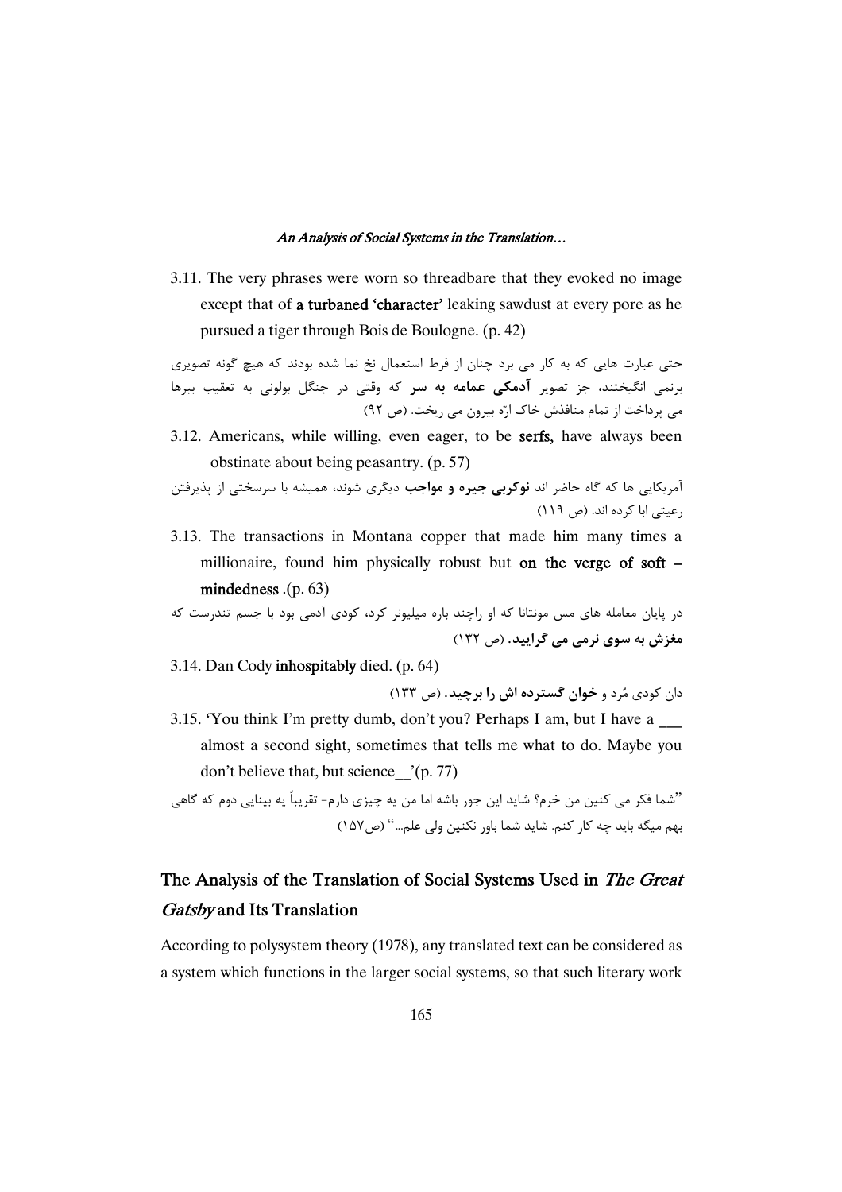3.11. The very phrases were worn so threadbare that they evoked no image except that of **a turbaned 'character'** leaking sawdust at every pore as he pursued a tiger through Bois de Boulogne. (p. 42)

حتی عبارت هایی که به کار می برد چنان از فرط استعمال نخ نما شده بودند که هیچ گونه تصویری برنمی انگیختند، جز تصویر **آدمکی عمامه به سر** که وقتی در جنگل بولونی به تعقیب ببرها می پرداخت از تمام منافذش خاک ارّه بیرون می ریخت. (ص ۹۲)

3.12. Americans, while willing, even eager, to be **serfs,** have always been obstinate about being peasantry. (p. 57)

آمریکایی ها که گاه حاضر اند **نوکربی جیره و مواجب** دیگری شوند، همیشه با سرسختی از پذیرفتن رعیتی ابا کرده اند. (ص ۱۱۹)

3.13. The transactions in Montana copper that made him many times a millionaire, found him physically robust but **on the verge of soft – mindedness** .(p. 63)

در پایان معامله های مس مونتانا که او راچند باره میلیونر کرد، کودی آدمی بود با جسم تندرست که **مغزش به سوی نرمی می گرایید**. (ص ۱۳۲)

3.14. Dan Cody **inhospitably** died. (p. 64)

دان کودی مُرد و **خوان گسترده اش را برچید**. (ص ۱۳۳)

3.15. 'You think I'm pretty dumb, don't you? Perhaps I am, but I have a ___ almost a second sight, sometimes that tells me what to do. Maybe you don't believe that, but science__'(p. 77)

"شما فکر می کنین من خرم؟ شاید این جور باشه اما من یه چیزی دارم- تقریباً یه بینایی دوم که گاهی بهم میگه باید چه کار کنم. شاید شما باور نکنین ولی علم..." (ص۱۵۷)

## The Analysis of the Translation of Social Systems Used in *The Great Gatsby* and Its Translation

According to polysystem theory (1978), any translated text can be considered as a system which functions in the larger social systems, so that such literary work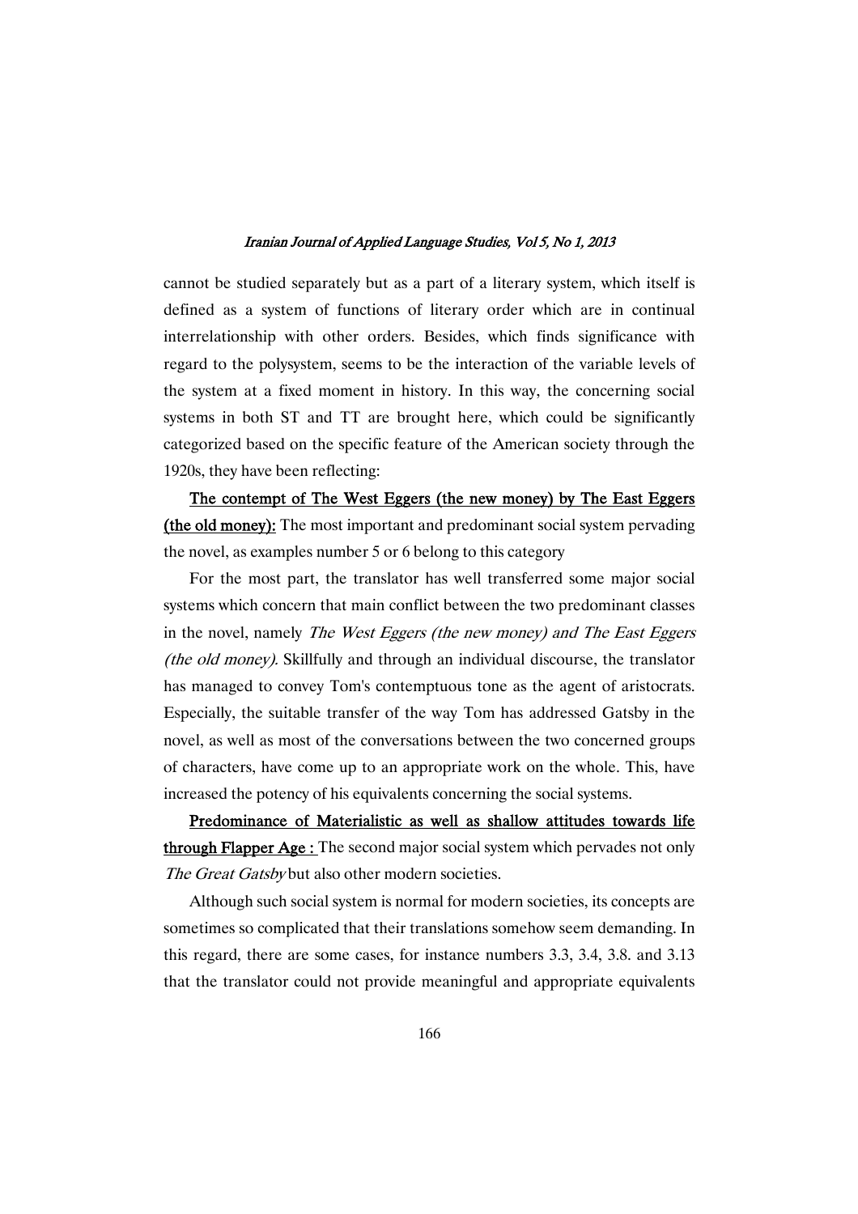cannot be studied separately but as a part of a literary system, which itself is defined as a system of functions of literary order which are in continual interrelationship with other orders. Besides, which finds significance with regard to the polysystem, seems to be the interaction of the variable levels of the system at a fixed moment in history. In this way, the concerning social systems in both ST and TT are brought here, which could be significantly categorized based on the specific feature of the American society through the 1920s, they have been reflecting:

**<u>The contempt of The West Eggers (the new money) by The East Eggers (the old money):</u>** The most important and predominant social system pervading the novel, as examples number 5 or 6 belong to this category

For the most part, the translator has well transferred some major social systems which concern that main conflict between the two predominant classes in the novel, namely *The West Eggers (the new money) and The East Eggers (the old money).* Skillfully and through an individual discourse, the translator has managed to convey Tom's contemptuous tone as the agent of aristocrats. Especially, the suitable transfer of the way Tom has addressed Gatsby in the novel, as well as most of the conversations between the two concerned groups of characters, have come up to an appropriate work on the whole. This, have increased the potency of his equivalents concerning the social systems.

**<u>Predominance of Materialistic as well as shallow attitudes towards life through Flapper Age :</u>** The second major social system which pervades not only *The Great Gatsby* but also other modern societies.

Although such social system is normal for modern societies, its concepts are sometimes so complicated that their translations somehow seem demanding. In this regard, there are some cases, for instance numbers 3.3, 3.4, 3.8. and 3.13 that the translator could not provide meaningful and appropriate equivalents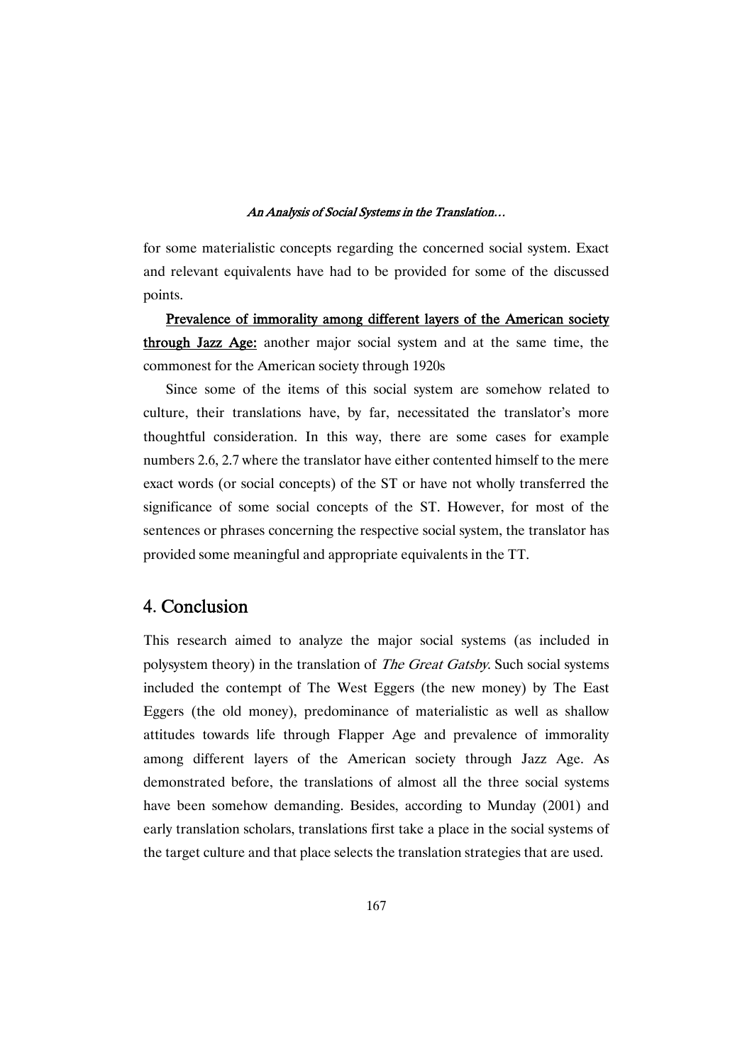for some materialistic concepts regarding the concerned social system. Exact and relevant equivalents have had to be provided for some of the discussed points.

**Prevalence of immorality among different layers of the American society through Jazz Age:** another major social system and at the same time, the commonest for the American society through 1920s

Since some of the items of this social system are somehow related to culture, their translations have, by far, necessitated the translator's more thoughtful consideration. In this way, there are some cases for example numbers 2.6, 2.7 where the translator have either contented himself to the mere exact words (or social concepts) of the ST or have not wholly transferred the significance of some social concepts of the ST. However, for most of the sentences or phrases concerning the respective social system, the translator has provided some meaningful and appropriate equivalents in the TT.

## 4. Conclusion

This research aimed to analyze the major social systems (as included in polysystem theory) in the translation of *The Great Gatsby*. Such social systems included the contempt of The West Eggers (the new money) by The East Eggers (the old money), predominance of materialistic as well as shallow attitudes towards life through Flapper Age and prevalence of immorality among different layers of the American society through Jazz Age. As demonstrated before, the translations of almost all the three social systems have been somehow demanding. Besides, according to Munday (2001) and early translation scholars, translations first take a place in the social systems of the target culture and that place selects the translation strategies that are used.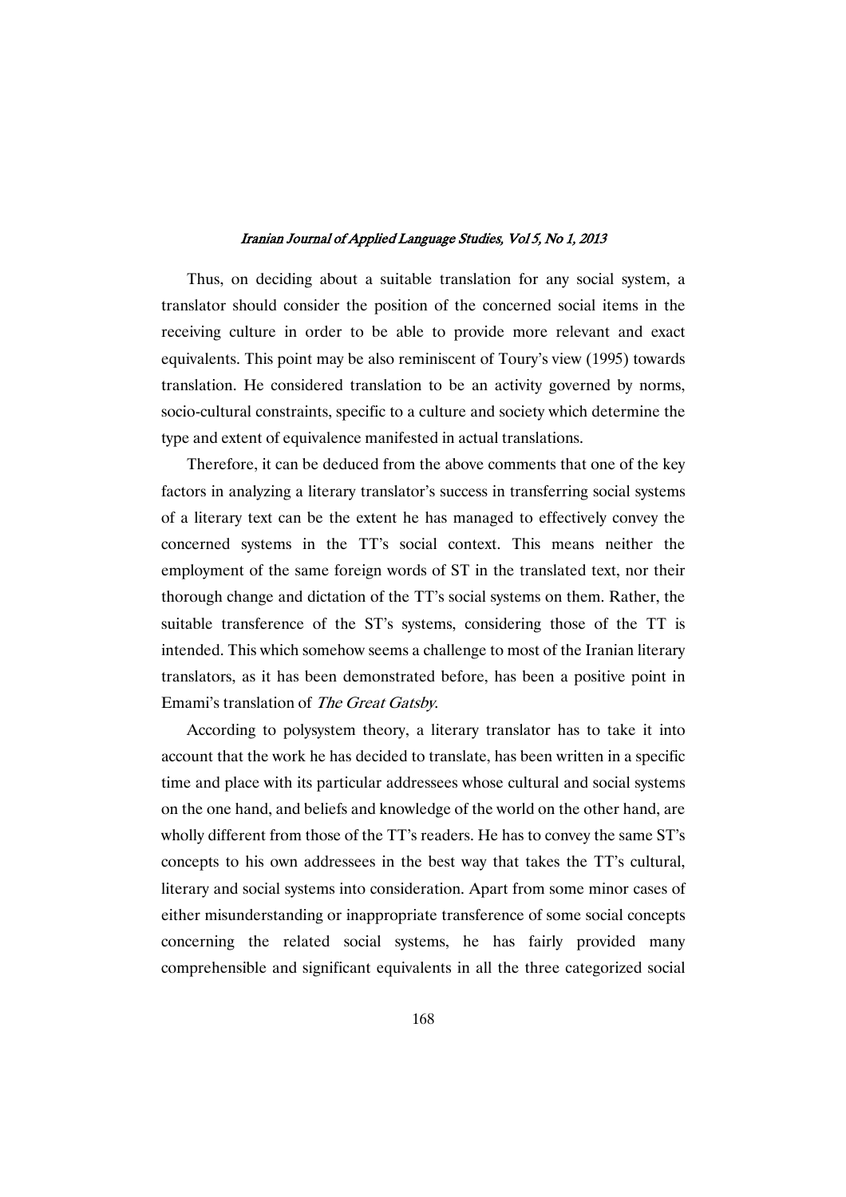Thus, on deciding about a suitable translation for any social system, a translator should consider the position of the concerned social items in the receiving culture in order to be able to provide more relevant and exact equivalents. This point may be also reminiscent of Toury's view (1995) towards translation. He considered translation to be an activity governed by norms, socio-cultural constraints, specific to a culture and society which determine the type and extent of equivalence manifested in actual translations.

Therefore, it can be deduced from the above comments that one of the key factors in analyzing a literary translator's success in transferring social systems of a literary text can be the extent he has managed to effectively convey the concerned systems in the TT's social context. This means neither the employment of the same foreign words of ST in the translated text, nor their thorough change and dictation of the TT's social systems on them. Rather, the suitable transference of the ST's systems, considering those of the TT is intended. This which somehow seems a challenge to most of the Iranian literary translators, as it has been demonstrated before, has been a positive point in Emami's translation of *The Great Gatsby*.

According to polysystem theory, a literary translator has to take it into account that the work he has decided to translate, has been written in a specific time and place with its particular addressees whose cultural and social systems on the one hand, and beliefs and knowledge of the world on the other hand, are wholly different from those of the TT's readers. He has to convey the same ST's concepts to his own addressees in the best way that takes the TT's cultural, literary and social systems into consideration. Apart from some minor cases of either misunderstanding or inappropriate transference of some social concepts concerning the related social systems, he has fairly provided many comprehensible and significant equivalents in all the three categorized social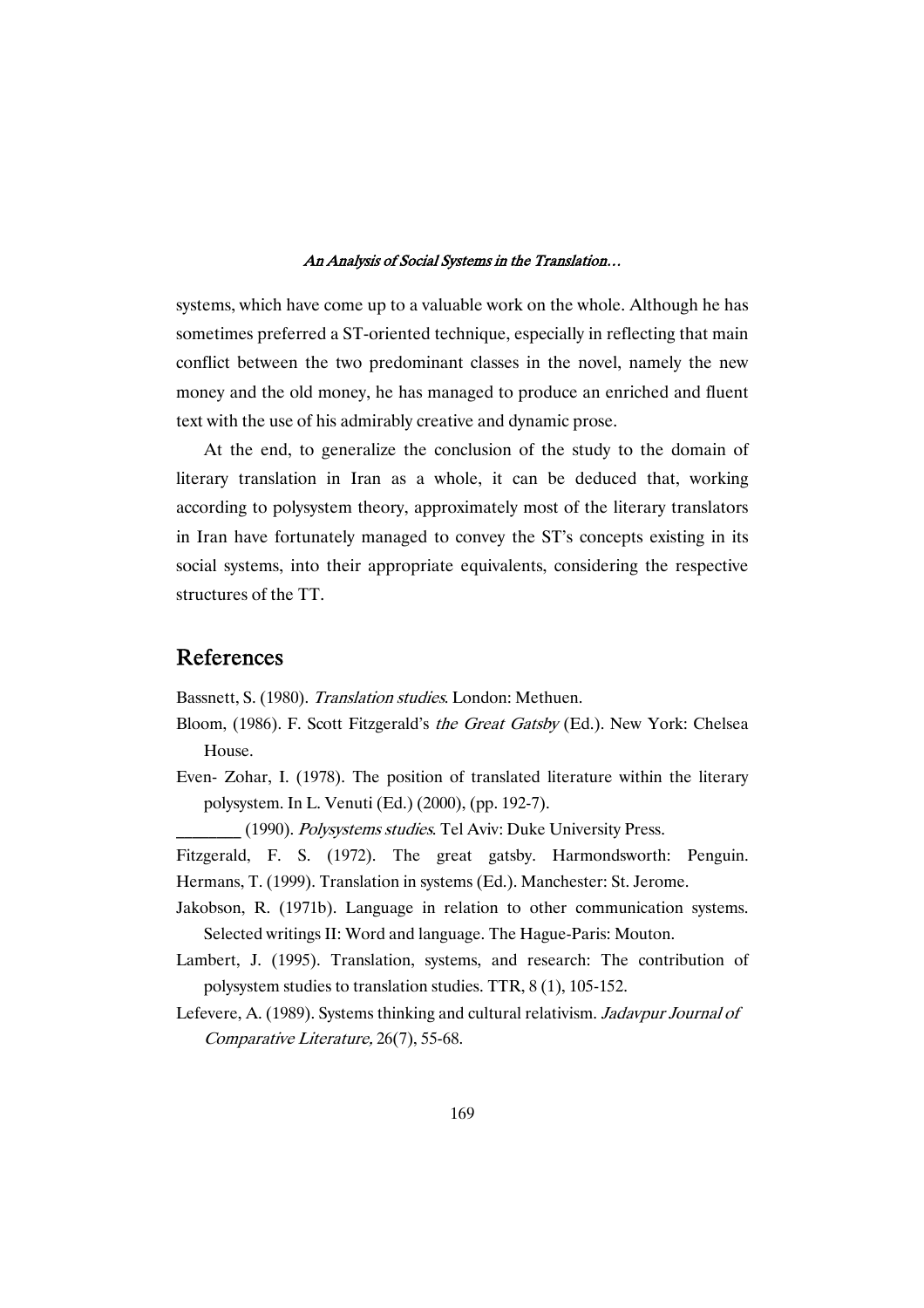systems, which have come up to a valuable work on the whole. Although he has sometimes preferred a ST-oriented technique, especially in reflecting that main conflict between the two predominant classes in the novel, namely the new money and the old money, he has managed to produce an enriched and fluent text with the use of his admirably creative and dynamic prose.

At the end, to generalize the conclusion of the study to the domain of literary translation in Iran as a whole, it can be deduced that, working according to polysystem theory, approximately most of the literary translators in Iran have fortunately managed to convey the ST's concepts existing in its social systems, into their appropriate equivalents, considering the respective structures of the TT.

## References

Bassnett, S. (1980). *Translation studies*. London: Methuen.

Bloom, (1986). F. Scott Fitzgerald's *the Great Gatsby* (Ed.). New York: Chelsea House.

Even- Zohar, I. (1978). The position of translated literature within the literary polysystem. In L. Venuti (Ed.) (2000), (pp. 192-7).

_______ (1990). *Polysystems studies*. Tel Aviv: Duke University Press.

Fitzgerald, F. S. (1972). The great gatsby. Harmondsworth: Penguin.

Hermans, T. (1999). Translation in systems (Ed.). Manchester: St. Jerome.

Jakobson, R. (1971b). Language in relation to other communication systems. Selected writings II: Word and language. The Hague-Paris: Mouton.

Lambert, J. (1995). Translation, systems, and research: The contribution of polysystem studies to translation studies. TTR, 8 (1), 105-152.

Lefevere, A. (1989). Systems thinking and cultural relativism. *Jadavpur Journal of Comparative Literature,* 26(7), 55-68.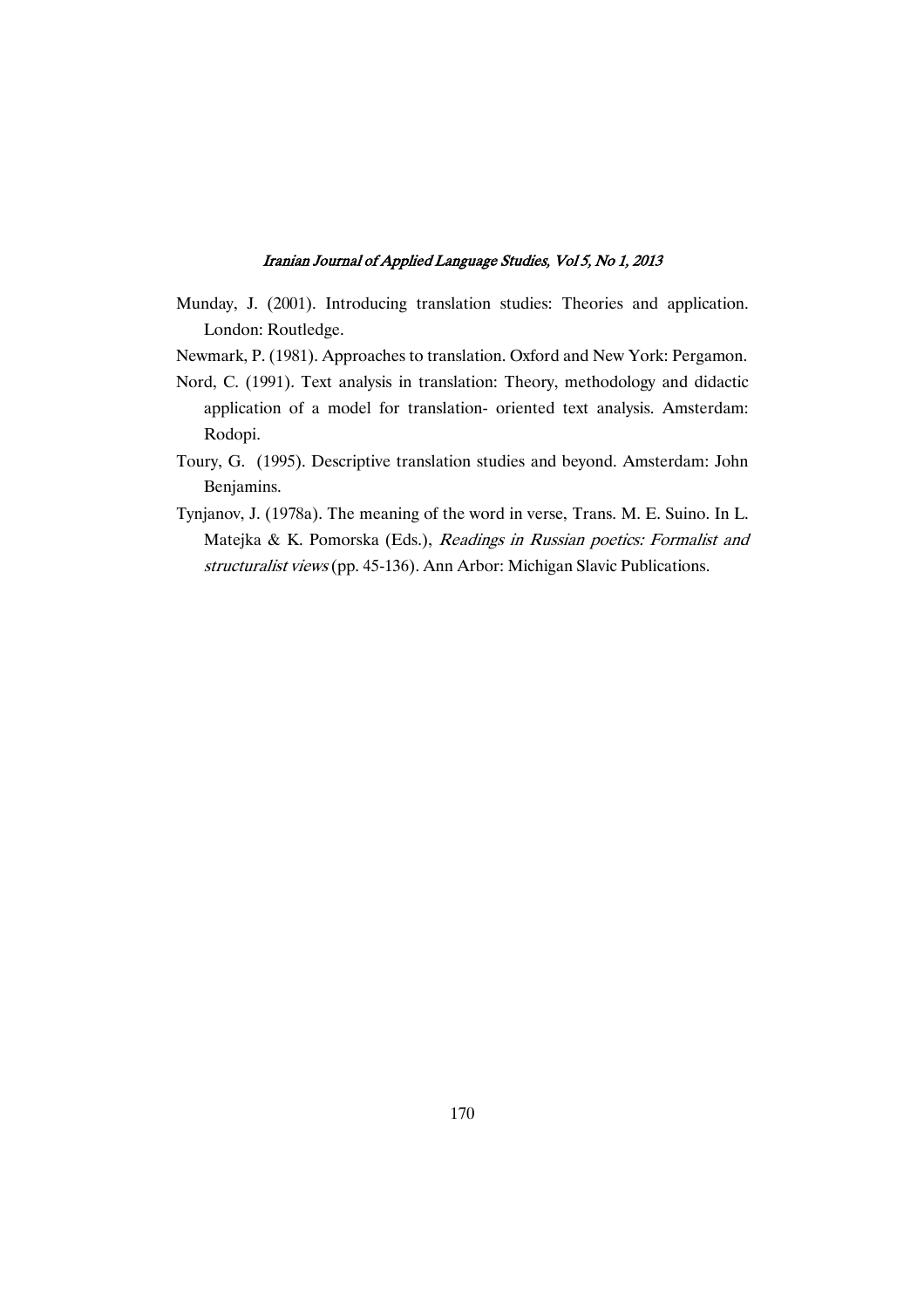Munday, J. (2001). Introducing translation studies: Theories and application. London: Routledge.

Newmark, P. (1981). Approaches to translation. Oxford and New York: Pergamon.

Nord, C. (1991). Text analysis in translation: Theory, methodology and didactic application of a model for translation- oriented text analysis. Amsterdam: Rodopi.

Toury, G. (1995). Descriptive translation studies and beyond. Amsterdam: John Benjamins.

Tynjanov, J. (1978a). The meaning of the word in verse, Trans. M. E. Suino. In L. Matejka & K. Pomorska (Eds.), *Readings in Russian poetics: Formalist and structuralist views* (pp. 45-136). Ann Arbor: Michigan Slavic Publications.